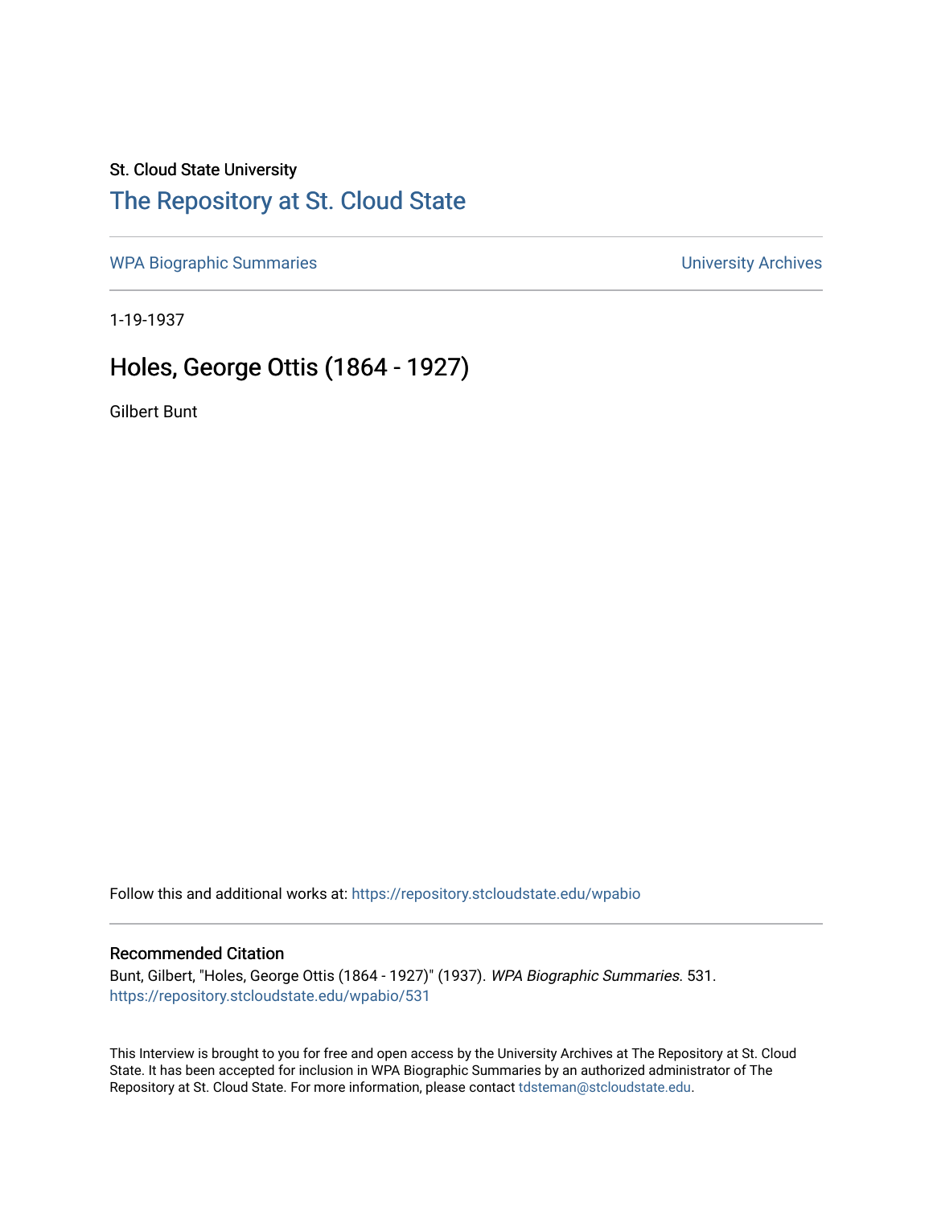St. Cloud State University

# The Repository at St. Cloud State

WPA Biographic Summaries

University Archives

1-19-1937

## Holes, George Ottis (1864 - 1927)

Gilbert Bunt

Follow this and additional works at: https://repository.stcloudstate.edu/wpabio

### Recommended Citation

Bunt, Gilbert, "Holes, George Ottis (1864 - 1927)" (1937). *WPA Biographic Summaries*. 531.
https://repository.stcloudstate.edu/wpabio/531

This Interview is brought to you for free and open access by the University Archives at The Repository at St. Cloud State. It has been accepted for inclusion in WPA Biographic Summaries by an authorized administrator of The Repository at St. Cloud State. For more information, please contact tdsteman@stcloudstate.edu.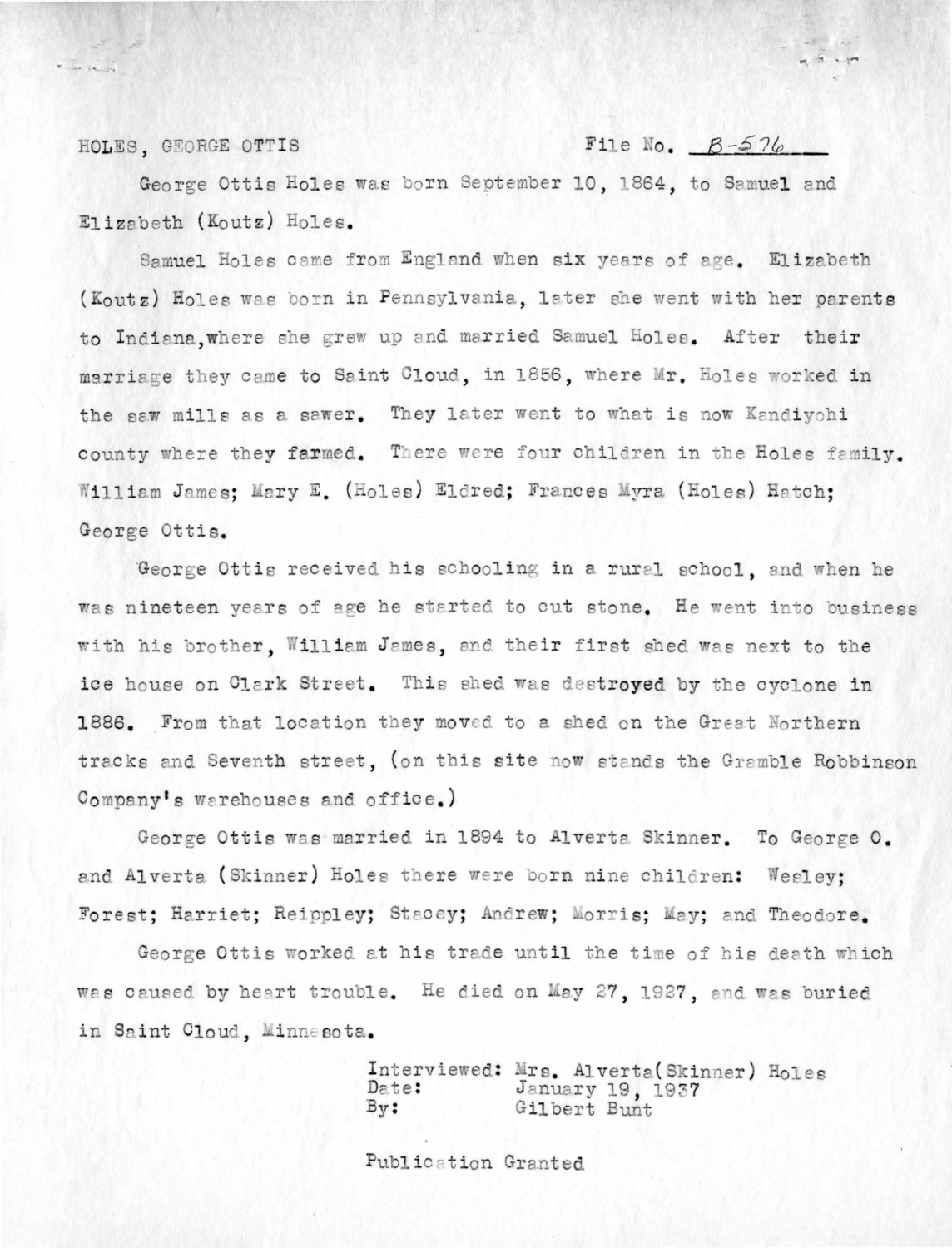HOLES, GEORGE OTTIS File No. B-576

George Ottis Holes was born September 10, 1864, to Samuel and Elizabeth (Koutz) Holes.

Samuel Holes came from England when six years of age. Elizabeth (Koutz) Holes was born in Pennsylvania, later she went with her parents to Indiana, where she grew up and married Samuel Holes. After their marriage they came to Saint Cloud, in 1856, where Mr. Holes worked in the saw mills as a sawer. They later went to what is now Kandiyohi county where they farmed. There were four children in the Holes family. William James; Mary E. (Holes) Eldred; Frances Myra (Holes) Hatch; George Ottis.

George Ottis received his schooling in a rural school, and when he was nineteen years of age he started to cut stone. He went into business with his brother, William James, and their first shed was next to the ice house on Clark Street. This shed was destroyed by the cyclone in 1886. From that location they moved to a shed on the Great Northern tracks and Seventh street, (on this site now stands the Gramble Robbinson Company's warehouses and office.)

George Ottis was married in 1894 to Alverta Skinner. To George O. and Alverta (Skinner) Holes there were born nine children: Wesley; Forest; Harriet; Reippley; Stacey; Andrew; Morris; May; and Theodore.

George Ottis worked at his trade until the time of his death which was caused by heart trouble. He died on May 27, 1927, and was buried in Saint Cloud, Minnesota.

Interviewed: Mrs. Alverta (Skinner) Holes
Date: January 19, 1937
By: Gilbert Bunt

Publication Granted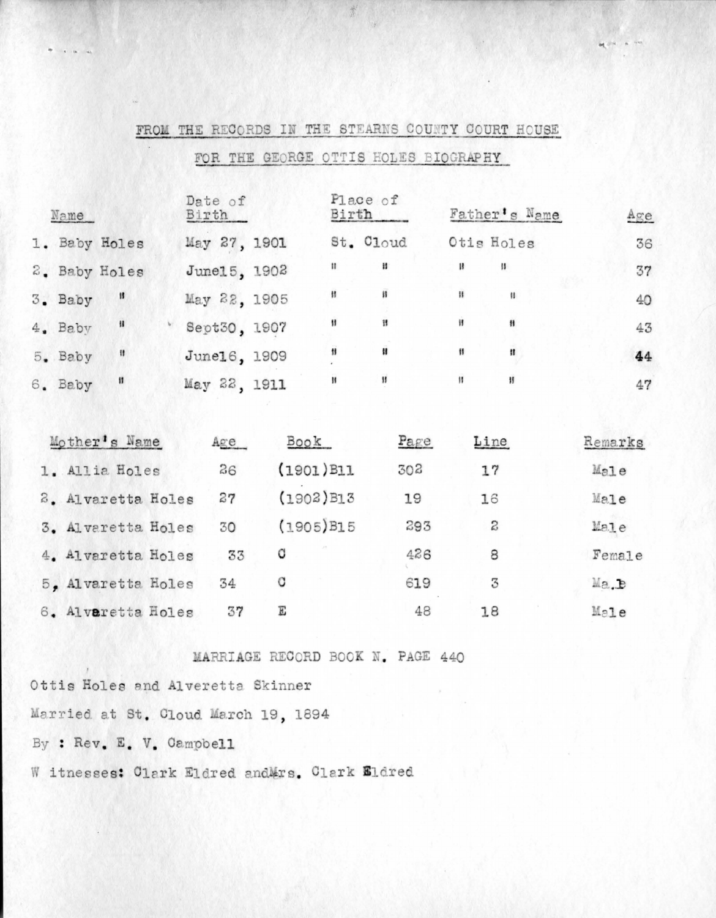## FROM THE RECORDS IN THE STEARNS COUNTY COURT HOUSE

## FOR THE GEORGE OTTIS HOLES BIOGRAPHY

| Name | Date of Birth | Place of Birth | Father's Name | Age |
|---|---|---|---|---|
| 1. Baby Holes | May 27, 1901 | St. Cloud | Otis Holes | 36 |
| 2. Baby Holes | June15, 1902 | " " | " " | 37 |
| 3. Baby " | May 22, 1905 | " " | " " | 40 |
| 4. Baby " | Sept30, 1907 | " " | " " | 43 |
| 5. Baby " | June16, 1909 | " " | " " | 44 |
| 6. Baby " | May 22, 1911 | " " | " " | 47 |

| Mother's Name | Age | Book | Page | Line | Remarks |
|---|---|---|---|---|---|
| 1. Allia Holes | 26 | (1901)B11 | 302 | 17 | Male |
| 2. Alvaretta Holes | 27 | (1902)B13 | 19 | 16 | Male |
| 3. Alvaretta Holes | 30 | (1905)B15 | 293 | 2 | Male |
| 4. Alvaretta Holes | 33 | C | 426 | 8 | Female |
| 5, Alvaretta Holes | 34 | C | 619 | 3 | Male |
| 6. Alvaretta Holes | 37 | E | 48 | 18 | Male |

MARRIAGE RECORD BOOK N. PAGE 440

Ottis Holes and Alveretta Skinner

Married at St. Cloud March 19, 1894

By : Rev. E. V. Campbell

Witnesses: Clark Eldred andMrs. Clark Eldred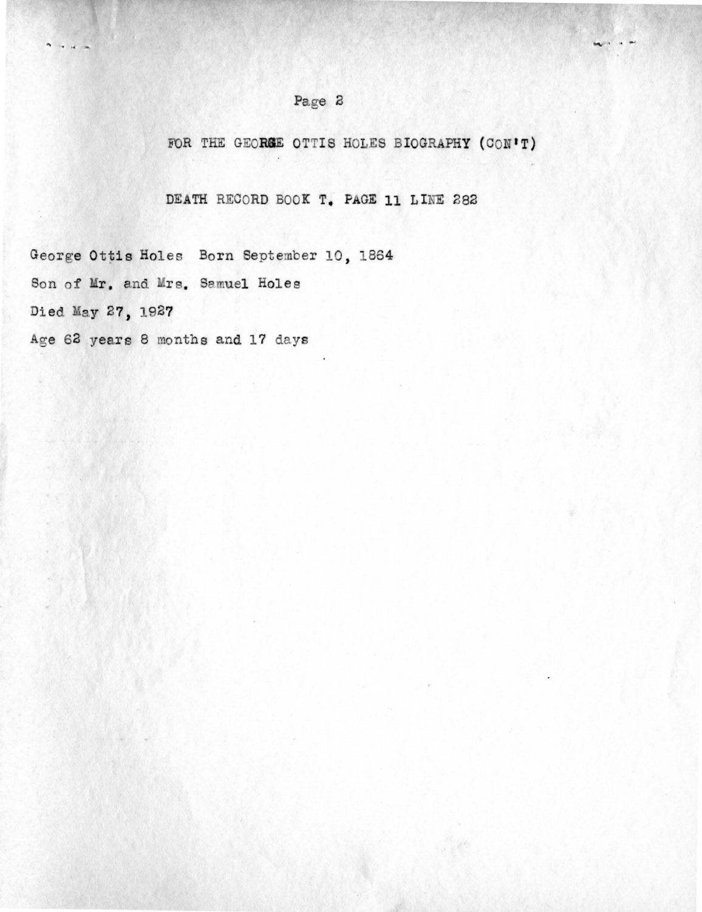## FOR THE GEORGE OTTIS HOLES BIOGRAPHY (CON'T)

### DEATH RECORD BOOK T. PAGE 11 LINE 282

George Ottis Holes Born September 10, 1864

Son of Mr. and Mrs. Samuel Holes

Died May 27, 1927

Age 62 years 8 months and 17 days